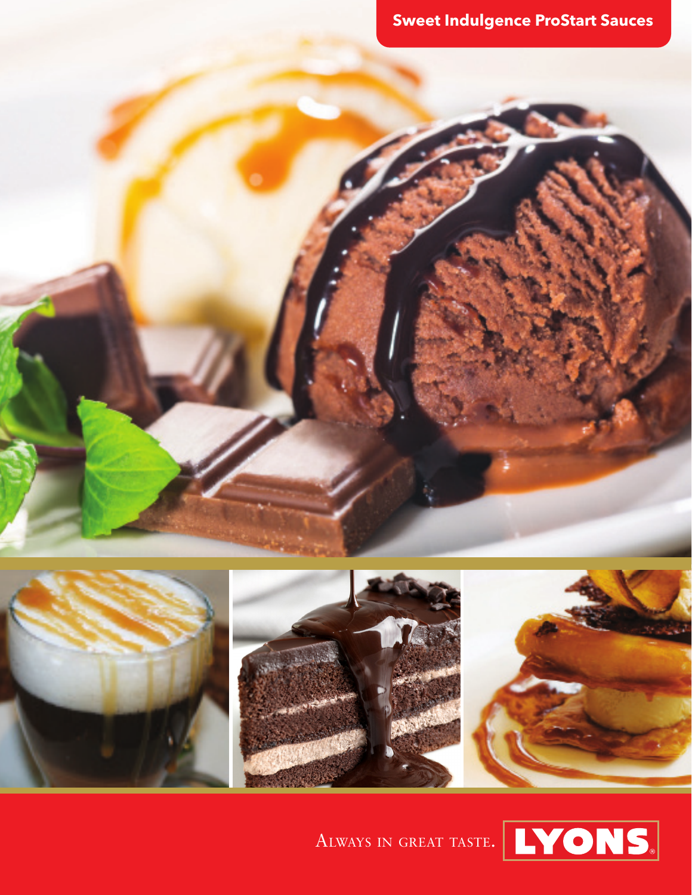# Sweet Indulgence ProStart Sauces

ALWAYS IN GREAT TASTE.

LYONS®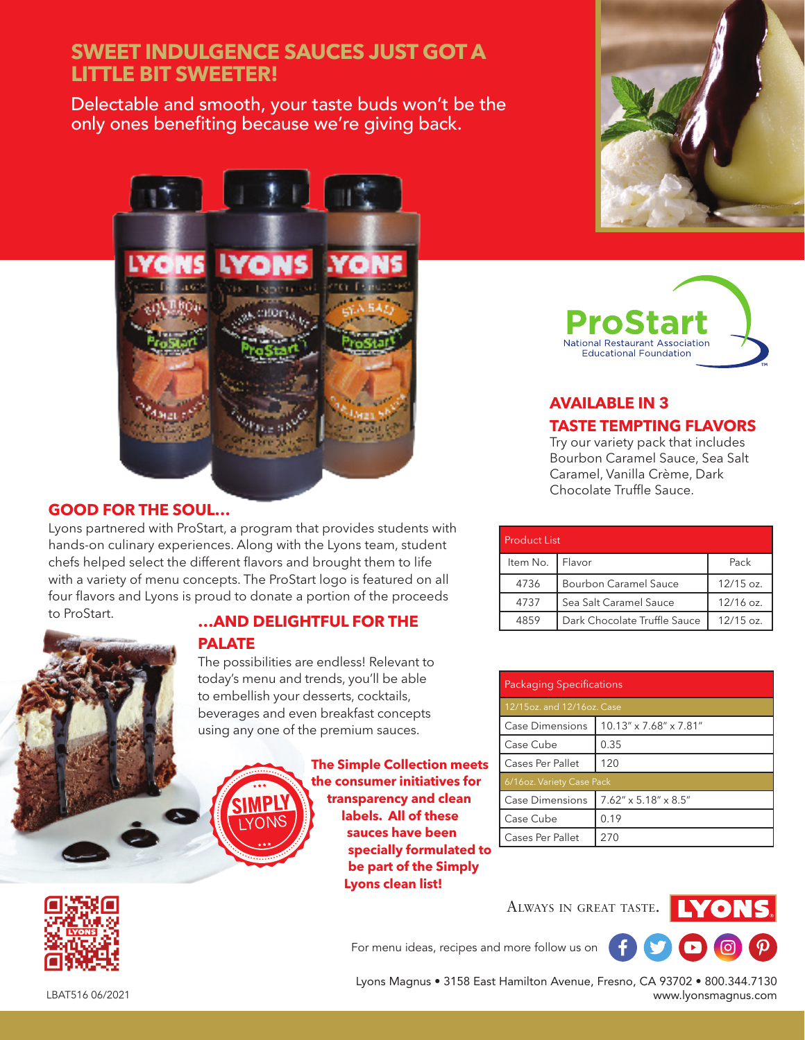# SWEET INDULGENCE SAUCES JUST GOT A LITTLE BIT SWEETER!

Delectable and smooth, your taste buds won't be the only ones benefiting because we're giving back.

ProStart
National Restaurant Association Educational Foundation

## AVAILABLE IN 3 TASTE TEMPTING FLAVORS

Try our variety pack that includes Bourbon Caramel Sauce, Sea Salt Caramel, Vanilla Crème, Dark Chocolate Truffle Sauce.

## GOOD FOR THE SOUL...

Lyons partnered with ProStart, a program that provides students with hands-on culinary experiences. Along with the Lyons team, student chefs helped select the different flavors and brought them to life with a variety of menu concepts. The ProStart logo is featured on all four flavors and Lyons is proud to donate a portion of the proceeds to ProStart.

## ...AND DELIGHTFUL FOR THE PALATE

The possibilities are endless! Relevant to today's menu and trends, you'll be able to embellish your desserts, cocktails, beverages and even breakfast concepts using any one of the premium sauces.

SIMPLY LYONS

**The Simple Collection meets the consumer initiatives for transparency and clean labels. All of these sauces have been specially formulated to be part of the Simply Lyons clean list!**

| Product List | | |
|---|---|---|
| Item No. | Flavor | Pack |
| 4736 | Bourbon Caramel Sauce | 12/15 oz. |
| 4737 | Sea Salt Caramel Sauce | 12/16 oz. |
| 4859 | Dark Chocolate Truffle Sauce | 12/15 oz. |

| Packaging Specifications | |
|---|---|
| 12/15oz. and 12/16oz. Case | |
| Case Dimensions | 10.13" x 7.68" x 7.81" |
| Case Cube | 0.35 |
| Cases Per Pallet | 120 |
| 6/16oz. Variety Case Pack | |
| Case Dimensions | 7.62" x 5.18" x 8.5" |
| Case Cube | 0.19 |
| Cases Per Pallet | 270 |

ALWAYS IN GREAT TASTE. LYONS

For menu ideas, recipes and more follow us on

LBAT516 06/2021

Lyons Magnus • 3158 East Hamilton Avenue, Fresno, CA 93702 • 800.344.7130
www.lyonsmagnus.com